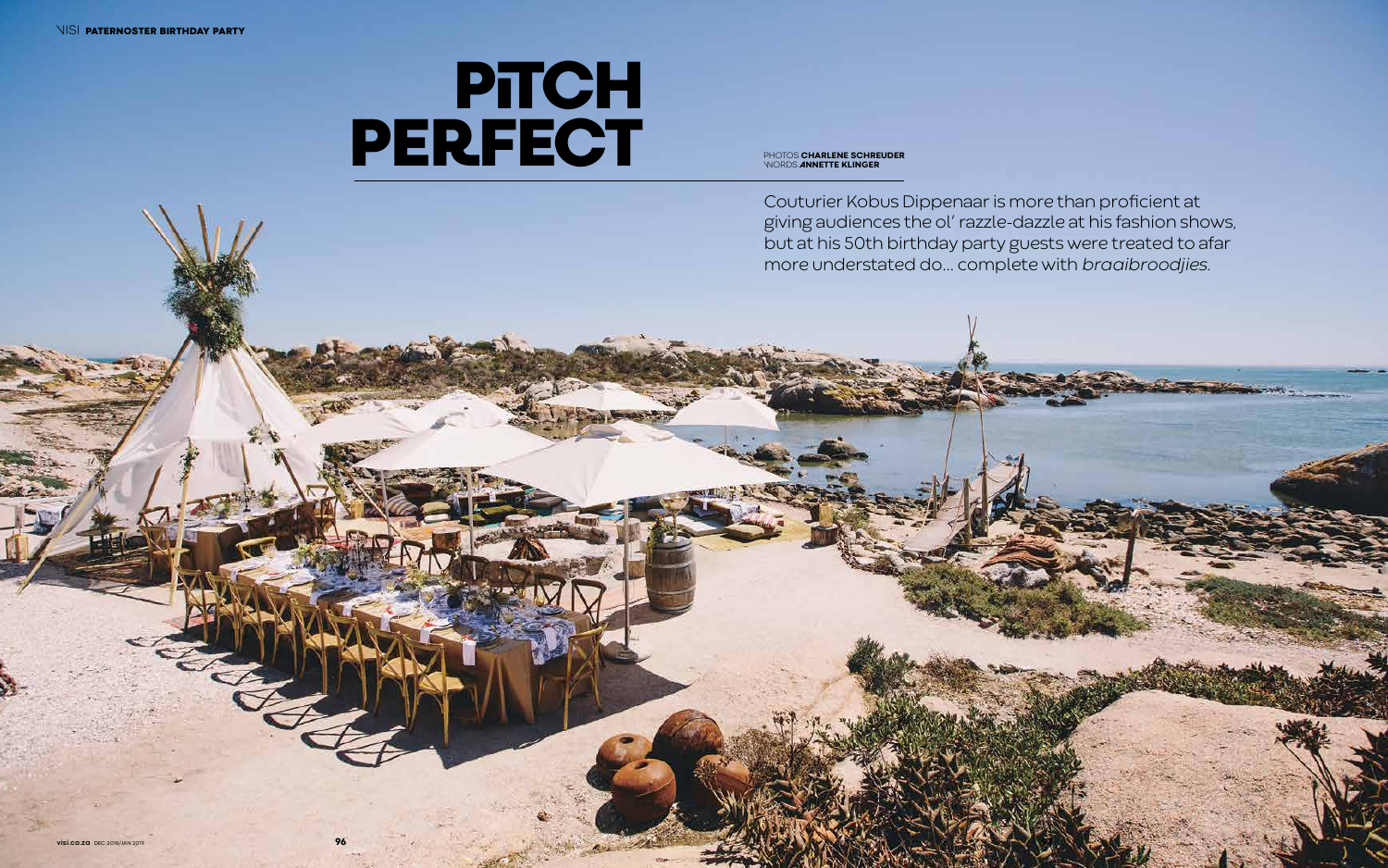# PiTCH PERFECT

PHOTOS **CHARLENE SCHREUDER**
WORDS **ANNETTE KLINGER**

Couturier Kobus Dippenaar is more than proficient at giving audiences the ol' razzle-dazzle at his fashion shows, but at his 50th birthday party guests were treated to afar more understated do… complete with *braaibroodjies*.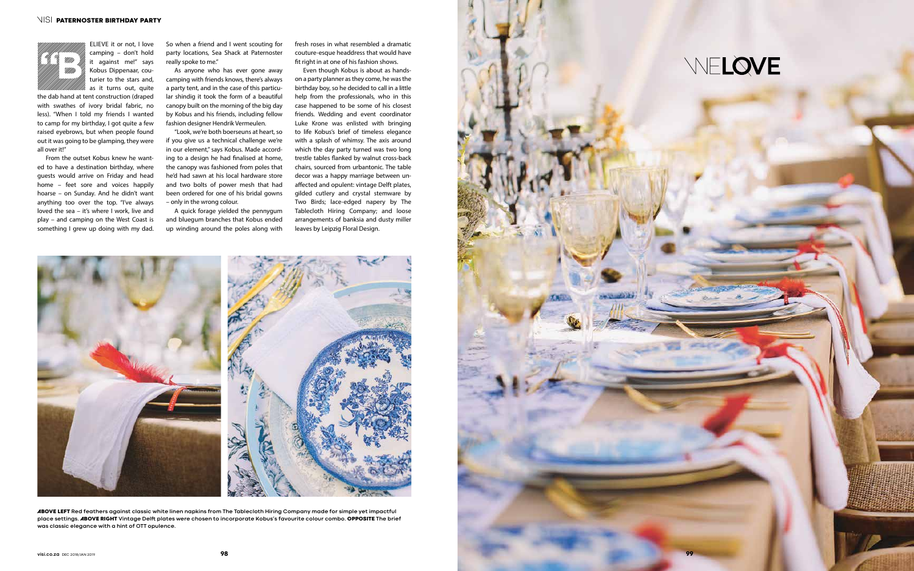"BELIEVE it or not, I love camping – don't hold it against me!" says Kobus Dippenaar, couturier to the stars and, as it turns out, quite the dab hand at tent construction (draped with swathes of ivory bridal fabric, no less). "When I told my friends I wanted to camp for my birthday, I got quite a few raised eyebrows, but when people found out it was going to be glamping, they were all over it!"

From the outset Kobus knew he wanted to have a destination birthday, where guests would arrive on Friday and head home – feet sore and voices happily hoarse – on Sunday. And he didn't want anything too over the top. "I've always loved the sea – it's where I work, live and play – and camping on the West Coast is something I grew up doing with my dad. So when a friend and I went scouting for party locations, Sea Shack at Paternoster really spoke to me."

As anyone who has ever gone away camping with friends knows, there's always a party tent, and in the case of this particular shindig it took the form of a beautiful canopy built on the morning of the big day by Kobus and his friends, including fellow fashion designer Hendrik Vermeulen.

"Look, we're both boerseuns at heart, so if you give us a technical challenge we're in our element," says Kobus. Made according to a design he had finalised at home, the canopy was fashioned from poles that he'd had sawn at his local hardware store and two bolts of power mesh that had been ordered for one of his bridal gowns – only in the wrong colour.

A quick forage yielded the pennygum and bluegum branches that Kobus ended up winding around the poles along with fresh roses in what resembled a dramatic couture-esque headdress that would have fit right in at one of his fashion shows.

Even though Kobus is about as hands-on a party planner as they come, he was the birthday boy, so he decided to call in a little help from the professionals, who in this case happened to be some of his closest friends. Wedding and event coordinator Luke Krone was enlisted with bringing to life Kobus's brief of timeless elegance with a splash of whimsy. The axis around which the day party turned was two long trestle tables flanked by walnut cross-back chairs, sourced from urbantonic. The table decor was a happy marriage between unaffected and opulent: vintage Delft plates, gilded cutlery and crystal stemware by Two Birds; lace-edged napery by The Tablecloth Hiring Company; and loose arrangements of banksia and dusty miller leaves by Leipzig Floral Design.

**ABOVE LEFT** Red feathers against classic white linen napkins from The Tablecloth Hiring Company made for simple yet impactful place settings. **ABOVE RIGHT** Vintage Delft plates were chosen to incorporate Kobus's favourite colour combo. **OPPOSITE** The brief was classic elegance with a hint of OTT opulence.

WE LOVE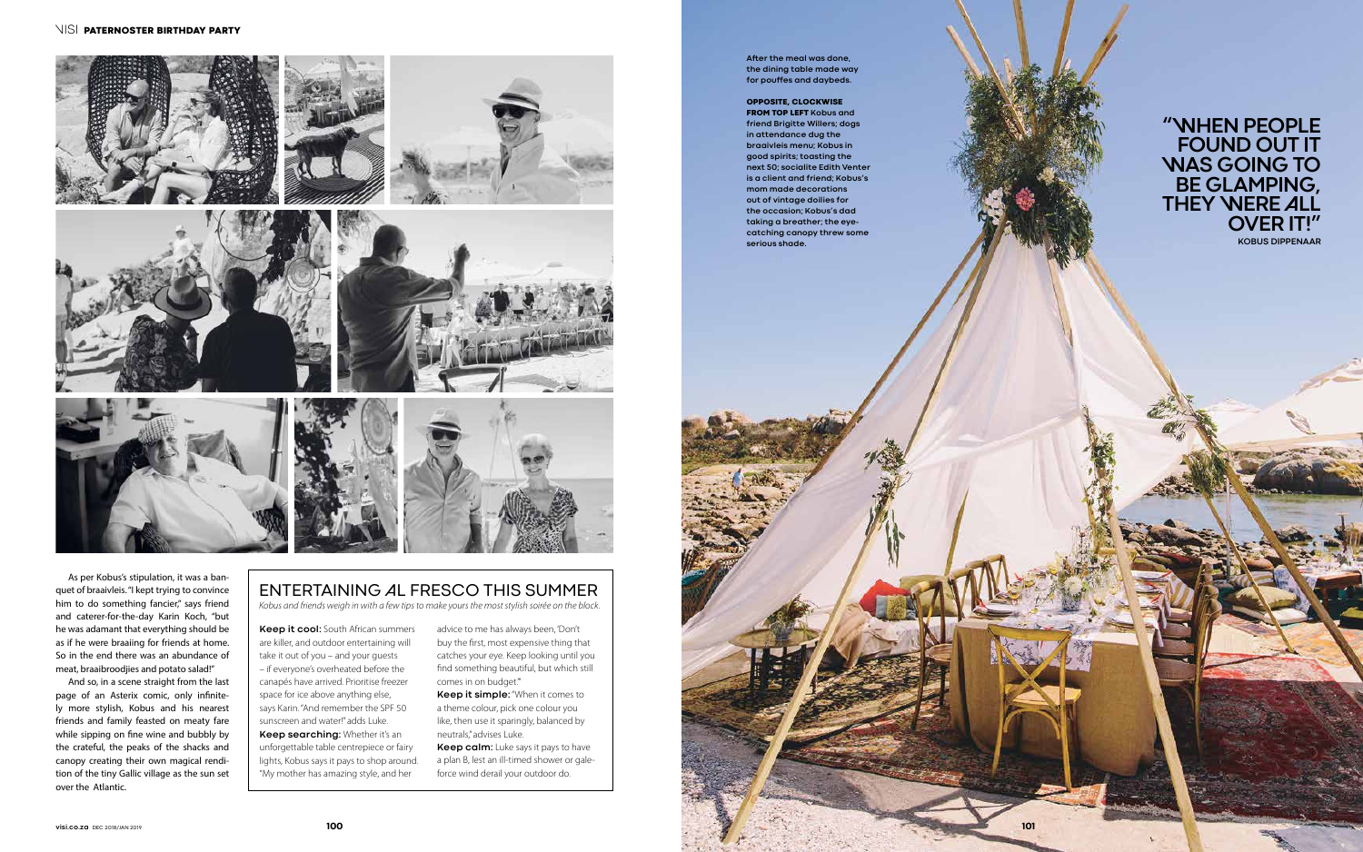As per Kobus's stipulation, it was a banquet of braaivleis. "I kept trying to convince him to do something fancier," says friend and caterer-for-the-day Karin Koch, "but he was adamant that everything should be as if he were braaiing for friends at home. So in the end there was an abundance of meat, braaibroodjies and potato salad!"

And so, in a scene straight from the last page of an Asterix comic, only infinitely more stylish, Kobus and his nearest friends and family feasted on meaty fare while sipping on fine wine and bubbly by the crateful, the peaks of the shacks and canopy creating their own magical rendition of the tiny Gallic village as the sun set over the Atlantic.

## ENTERTAINING AL FRESCO THIS SUMMER

*Kobus and friends weigh in with a few tips to make yours the most stylish soirée on the block.*

**Keep it cool:** South African summers are killer, and outdoor entertaining will take it out of you – and your guests – if everyone's overheated before the canapés have arrived. Prioritise freezer space for ice above anything else, says Karin. "And remember the SPF 50 sunscreen and water!" adds Luke.

**Keep searching:** Whether it's an unforgettable table centrepiece or fairy lights, Kobus says it pays to shop around. "My mother has amazing style, and her advice to me has always been, 'Don't buy the first, most expensive thing that catches your eye. Keep looking until you find something beautiful, but which still comes in on budget."

**Keep it simple:** "When it comes to a theme colour, pick one colour you like, then use it sparingly, balanced by neutrals," advises Luke.

**Keep calm:** Luke says it pays to have a plan B, lest an ill-timed shower or gale-force wind derail your outdoor do.

After the meal was done, the dining table made way for pouffes and daybeds.

**OPPOSITE, CLOCKWISE FROM TOP LEFT** Kobus and friend Brigitte Willers; dogs in attendance dug the braaivleis menu; Kobus in good spirits; toasting the next 50; socialite Edith Venter is a client and friend; Kobus's mom made decorations out of vintage doilies for the occasion; Kobus's dad taking a breather; the eye-catching canopy threw some serious shade.

> **"WHEN PEOPLE FOUND OUT IT WAS GOING TO BE GLAMPING, THEY WERE ALL OVER IT!"**
> KOBUS DIPPENAAR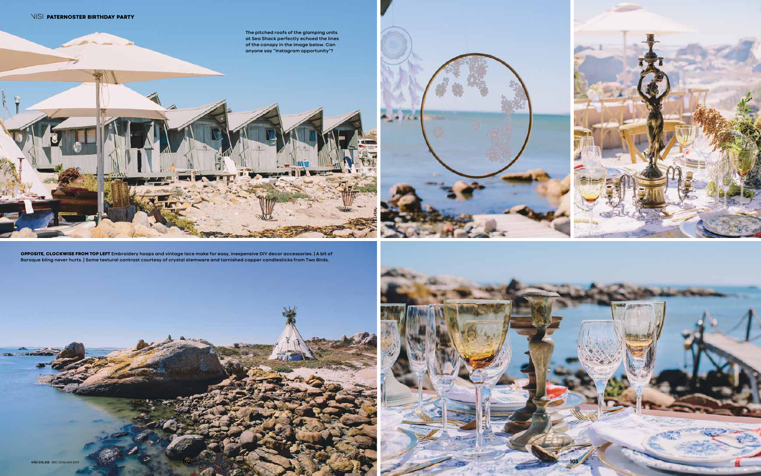The pitched roofs of the glamping units at Sea Shack perfectly echoed the lines of the canopy in the image below. Can anyone say "Instagram opportunity"?

**OPPOSITE, CLOCKWISE FROM TOP LEFT** Embroidery hoops and vintage lace make for easy, inexpensive DIY decor accessories. | A bit of Baroque bling never hurts. | Some textural contrast courtesy of crystal stemware and tarnished copper candlesticks from Two Birds.